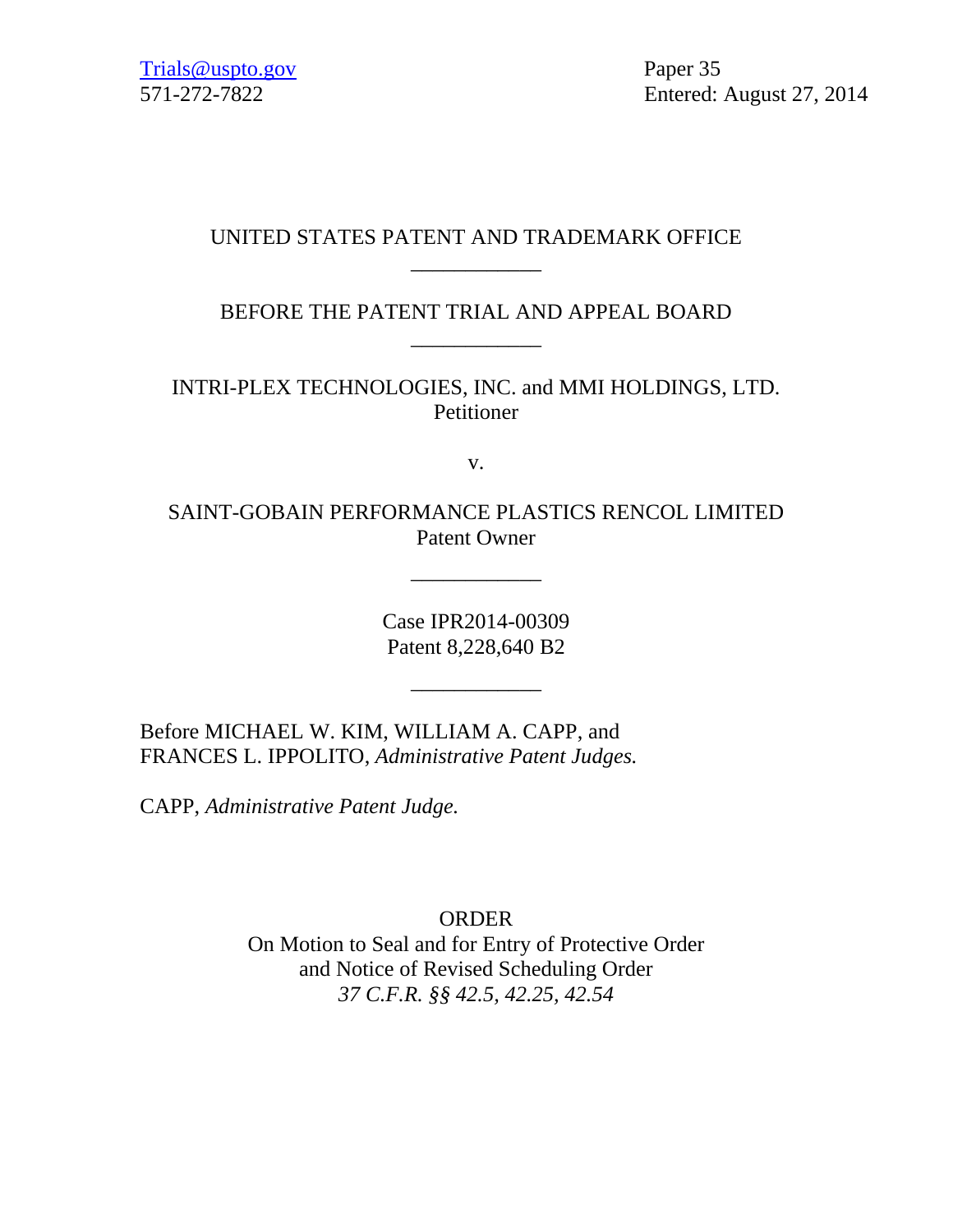Trials@uspto.gov
571-272-7822

Paper 35
Entered: August 27, 2014

UNITED STATES PATENT AND TRADEMARK OFFICE

\_\_\_\_\_\_\_\_\_\_\_\_

BEFORE THE PATENT TRIAL AND APPEAL BOARD

\_\_\_\_\_\_\_\_\_\_\_\_

INTRI-PLEX TECHNOLOGIES, INC. and MMI HOLDINGS, LTD.
Petitioner

v.

SAINT-GOBAIN PERFORMANCE PLASTICS RENCOL LIMITED
Patent Owner

\_\_\_\_\_\_\_\_\_\_\_\_

Case IPR2014-00309
Patent 8,228,640 B2

\_\_\_\_\_\_\_\_\_\_\_\_

Before MICHAEL W. KIM, WILLIAM A. CAPP, and FRANCES L. IPPOLITO, *Administrative Patent Judges.*

CAPP, *Administrative Patent Judge.*

ORDER
On Motion to Seal and for Entry of Protective Order
and Notice of Revised Scheduling Order
*37 C.F.R. §§ 42.5, 42.25, 42.54*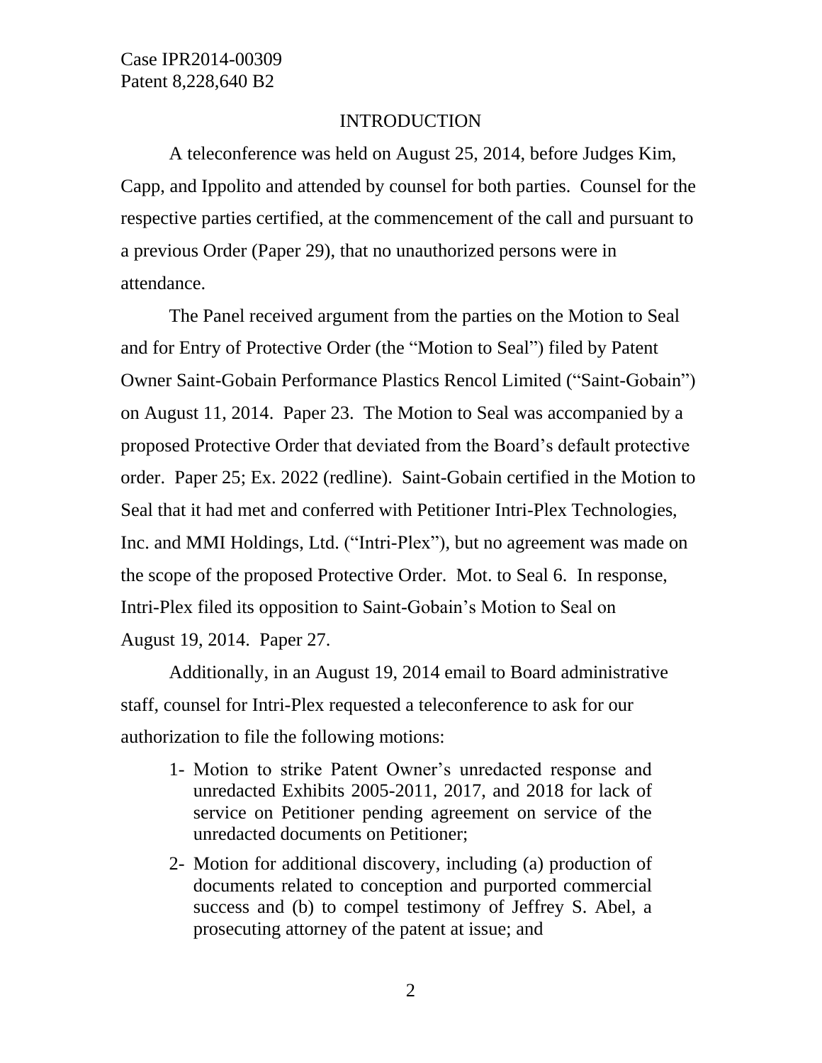## INTRODUCTION

A teleconference was held on August 25, 2014, before Judges Kim, Capp, and Ippolito and attended by counsel for both parties. Counsel for the respective parties certified, at the commencement of the call and pursuant to a previous Order (Paper 29), that no unauthorized persons were in attendance.

The Panel received argument from the parties on the Motion to Seal and for Entry of Protective Order (the "Motion to Seal") filed by Patent Owner Saint-Gobain Performance Plastics Rencol Limited ("Saint-Gobain") on August 11, 2014. Paper 23. The Motion to Seal was accompanied by a proposed Protective Order that deviated from the Board's default protective order. Paper 25; Ex. 2022 (redline). Saint-Gobain certified in the Motion to Seal that it had met and conferred with Petitioner Intri-Plex Technologies, Inc. and MMI Holdings, Ltd. ("Intri-Plex"), but no agreement was made on the scope of the proposed Protective Order. Mot. to Seal 6. In response, Intri-Plex filed its opposition to Saint-Gobain's Motion to Seal on August 19, 2014. Paper 27.

Additionally, in an August 19, 2014 email to Board administrative staff, counsel for Intri-Plex requested a teleconference to ask for our authorization to file the following motions:

> 1- Motion to strike Patent Owner's unredacted response and unredacted Exhibits 2005-2011, 2017, and 2018 for lack of service on Petitioner pending agreement on service of the unredacted documents on Petitioner;
>
> 2- Motion for additional discovery, including (a) production of documents related to conception and purported commercial success and (b) to compel testimony of Jeffrey S. Abel, a prosecuting attorney of the patent at issue; and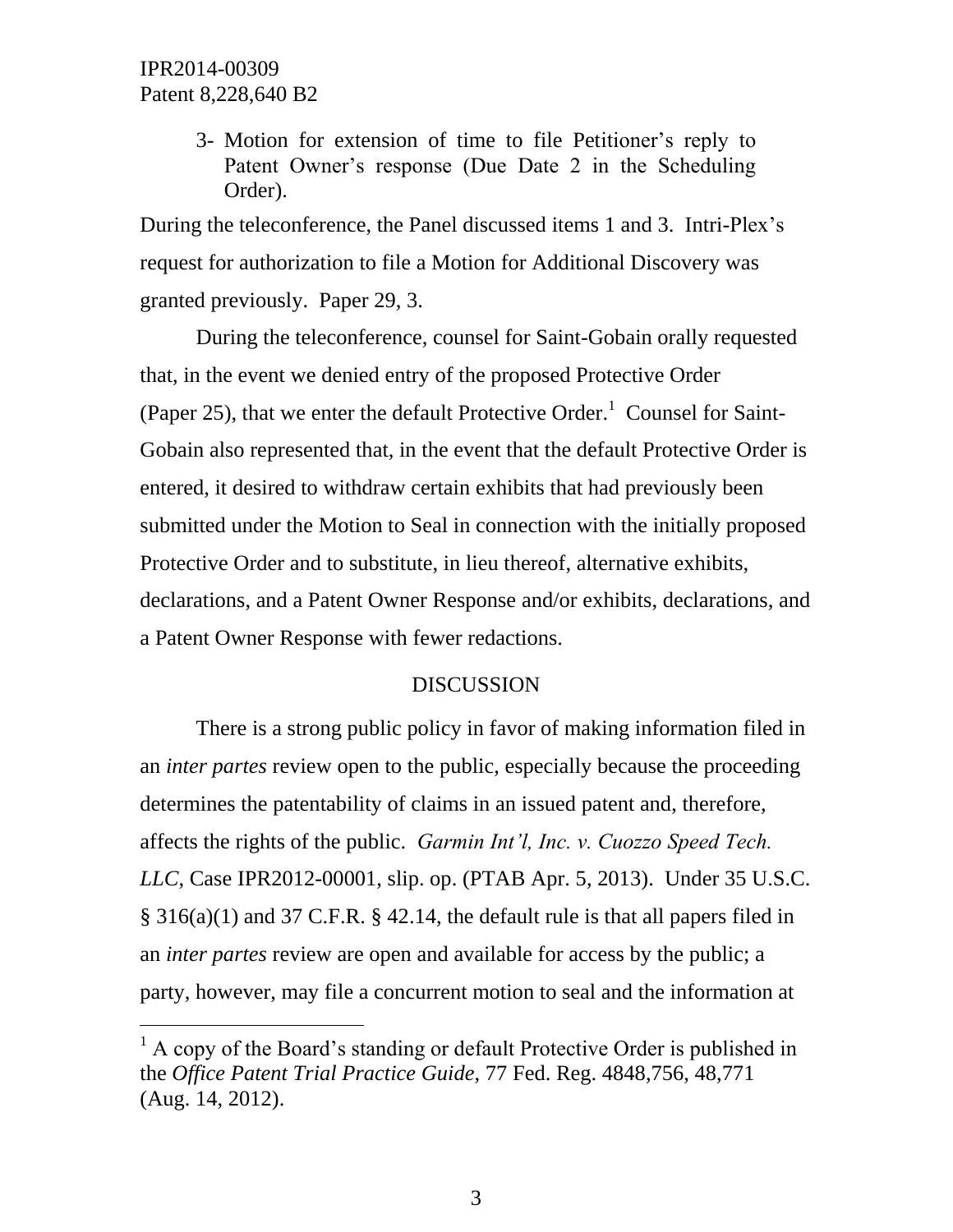3- Motion for extension of time to file Petitioner's reply to Patent Owner's response (Due Date 2 in the Scheduling Order).

During the teleconference, the Panel discussed items 1 and 3. Intri-Plex's request for authorization to file a Motion for Additional Discovery was granted previously. Paper 29, 3.

During the teleconference, counsel for Saint-Gobain orally requested that, in the event we denied entry of the proposed Protective Order (Paper 25), that we enter the default Protective Order.[1] Counsel for Saint-Gobain also represented that, in the event that the default Protective Order is entered, it desired to withdraw certain exhibits that had previously been submitted under the Motion to Seal in connection with the initially proposed Protective Order and to substitute, in lieu thereof, alternative exhibits, declarations, and a Patent Owner Response and/or exhibits, declarations, and a Patent Owner Response with fewer redactions.

## DISCUSSION

There is a strong public policy in favor of making information filed in an *inter partes* review open to the public, especially because the proceeding determines the patentability of claims in an issued patent and, therefore, affects the rights of the public. *Garmin Int'l, Inc. v. Cuozzo Speed Tech. LLC*, Case IPR2012-00001, slip. op. (PTAB Apr. 5, 2013). Under 35 U.S.C. § 316(a)(1) and 37 C.F.R. § 42.14, the default rule is that all papers filed in an *inter partes* review are open and available for access by the public; a party, however, may file a concurrent motion to seal and the information at

[1] A copy of the Board's standing or default Protective Order is published in the *Office Patent Trial Practice Guide*, 77 Fed. Reg. 4848,756, 48,771 (Aug. 14, 2012).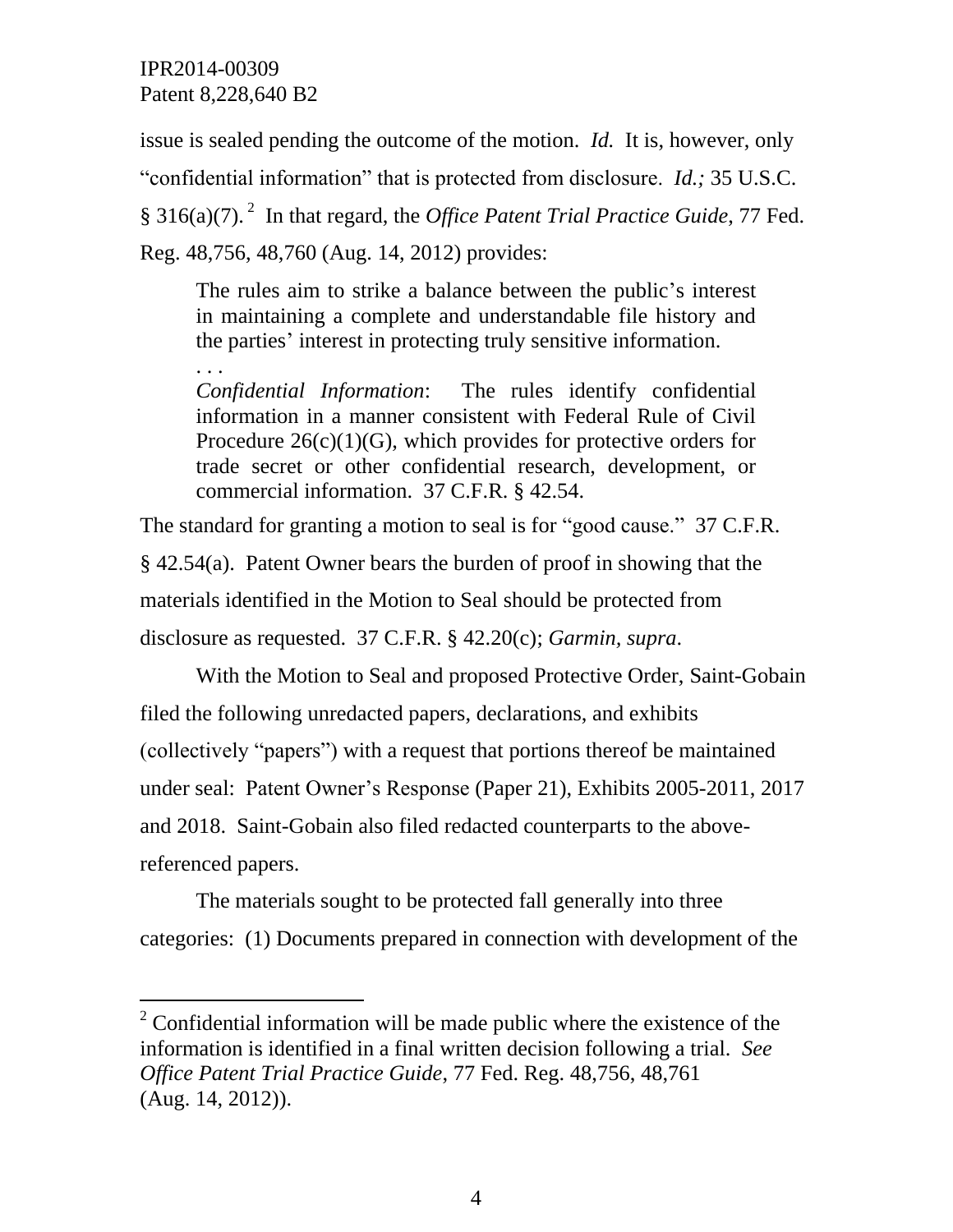issue is sealed pending the outcome of the motion. *Id.* It is, however, only "confidential information" that is protected from disclosure. *Id.;* 35 U.S.C. § 316(a)(7).[2] In that regard, the *Office Patent Trial Practice Guide*, 77 Fed. Reg. 48,756, 48,760 (Aug. 14, 2012) provides:

> The rules aim to strike a balance between the public's interest in maintaining a complete and understandable file history and the parties' interest in protecting truly sensitive information.
> . . .
> *Confidential Information*: The rules identify confidential information in a manner consistent with Federal Rule of Civil Procedure 26(c)(1)(G), which provides for protective orders for trade secret or other confidential research, development, or commercial information. 37 C.F.R. § 42.54.

The standard for granting a motion to seal is for "good cause." 37 C.F.R. § 42.54(a). Patent Owner bears the burden of proof in showing that the materials identified in the Motion to Seal should be protected from disclosure as requested. 37 C.F.R. § 42.20(c); *Garmin, supra*.

With the Motion to Seal and proposed Protective Order, Saint-Gobain filed the following unredacted papers, declarations, and exhibits (collectively "papers") with a request that portions thereof be maintained under seal: Patent Owner's Response (Paper 21), Exhibits 2005-2011, 2017 and 2018. Saint-Gobain also filed redacted counterparts to the above-referenced papers.

The materials sought to be protected fall generally into three categories: (1) Documents prepared in connection with development of the

[2] Confidential information will be made public where the existence of the information is identified in a final written decision following a trial. *See Office Patent Trial Practice Guide*, 77 Fed. Reg. 48,756, 48,761 (Aug. 14, 2012)).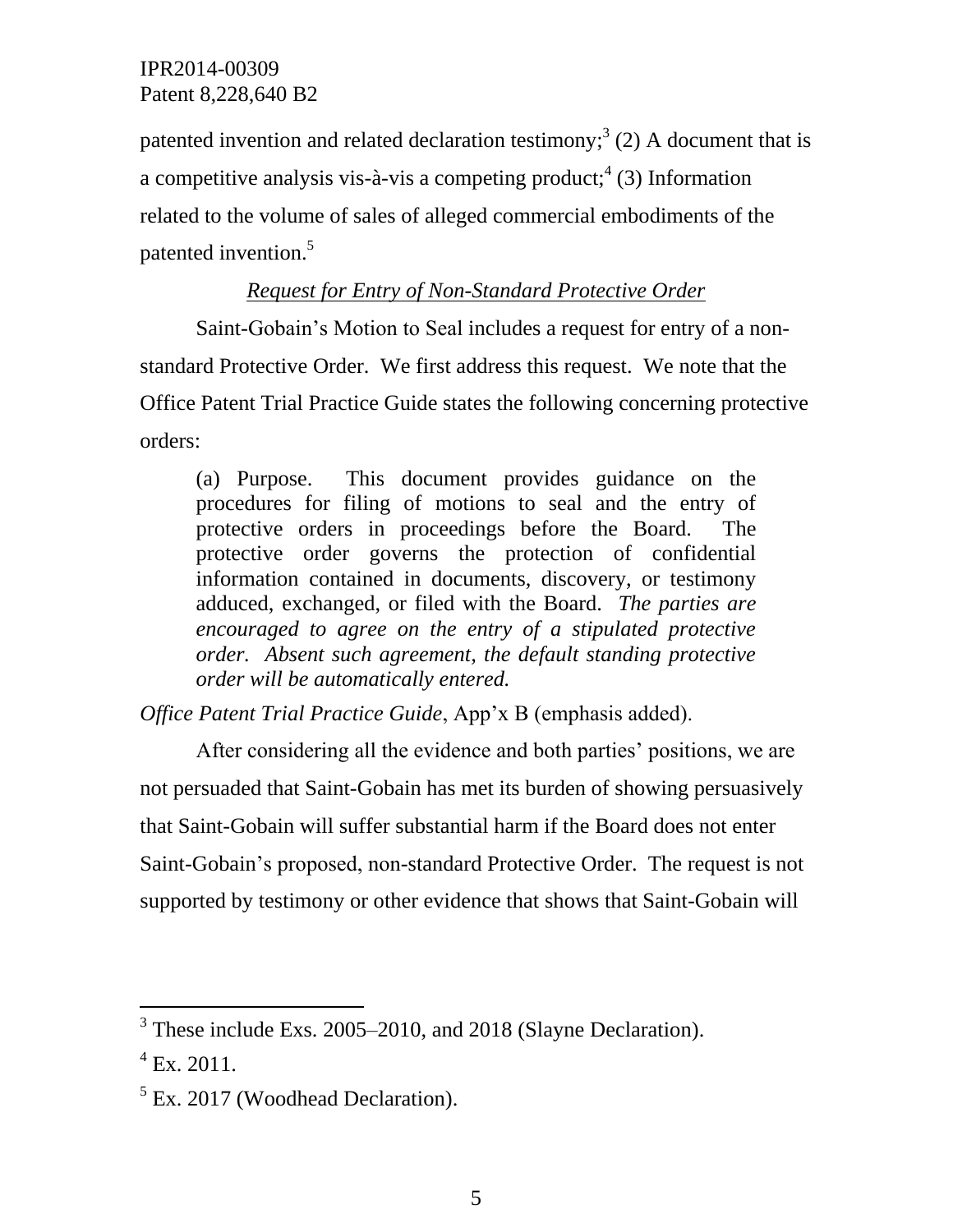patented invention and related declaration testimony;[3] (2) A document that is a competitive analysis vis-à-vis a competing product;[4] (3) Information related to the volume of sales of alleged commercial embodiments of the patented invention.[5]

*Request for Entry of Non-Standard Protective Order*

Saint-Gobain's Motion to Seal includes a request for entry of a non-standard Protective Order. We first address this request. We note that the Office Patent Trial Practice Guide states the following concerning protective orders:

> (a) Purpose. This document provides guidance on the procedures for filing of motions to seal and the entry of protective orders in proceedings before the Board. The protective order governs the protection of confidential information contained in documents, discovery, or testimony adduced, exchanged, or filed with the Board. *The parties are encouraged to agree on the entry of a stipulated protective order. Absent such agreement, the default standing protective order will be automatically entered.*

*Office Patent Trial Practice Guide*, App'x B (emphasis added).

After considering all the evidence and both parties' positions, we are not persuaded that Saint-Gobain has met its burden of showing persuasively that Saint-Gobain will suffer substantial harm if the Board does not enter Saint-Gobain's proposed, non-standard Protective Order. The request is not supported by testimony or other evidence that shows that Saint-Gobain will

---

[3] These include Exs. 2005–2010, and 2018 (Slayne Declaration).

[4] Ex. 2011.

[5] Ex. 2017 (Woodhead Declaration).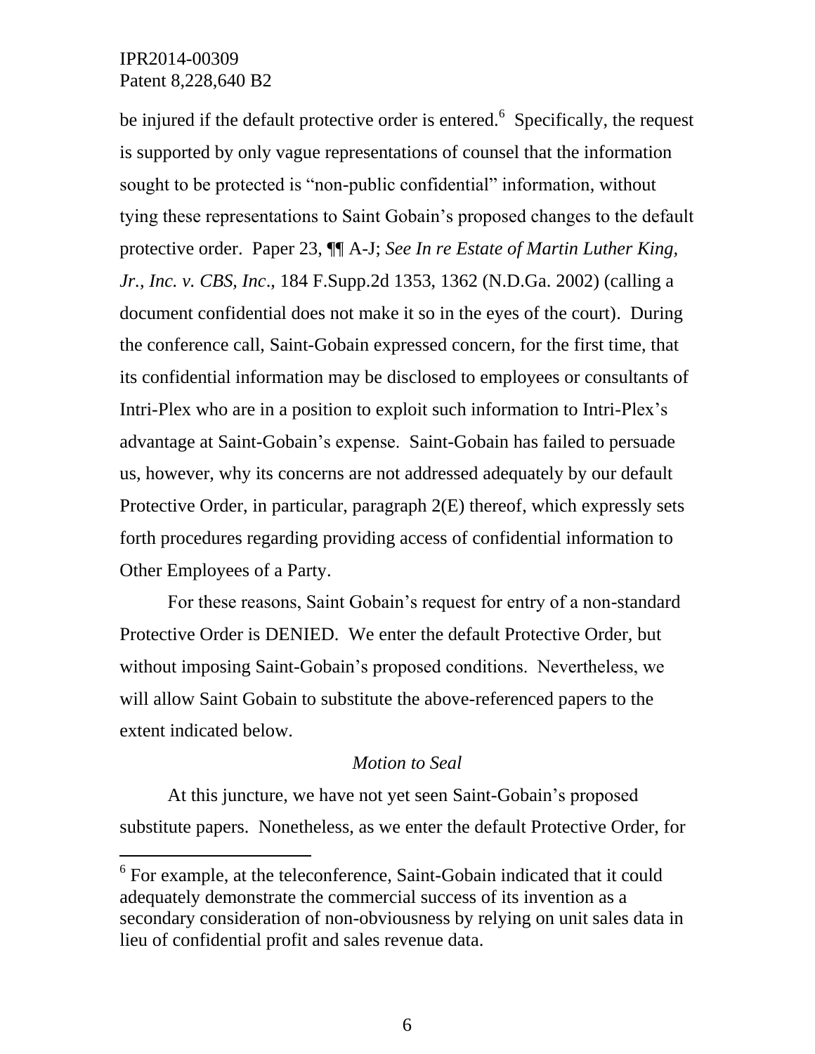be injured if the default protective order is entered.[6] Specifically, the request is supported by only vague representations of counsel that the information sought to be protected is "non-public confidential" information, without tying these representations to Saint Gobain's proposed changes to the default protective order. Paper 23, ¶¶ A-J; *See In re Estate of Martin Luther King, Jr., Inc. v. CBS, Inc*., 184 F.Supp.2d 1353, 1362 (N.D.Ga. 2002) (calling a document confidential does not make it so in the eyes of the court). During the conference call, Saint-Gobain expressed concern, for the first time, that its confidential information may be disclosed to employees or consultants of Intri-Plex who are in a position to exploit such information to Intri-Plex's advantage at Saint-Gobain's expense. Saint-Gobain has failed to persuade us, however, why its concerns are not addressed adequately by our default Protective Order, in particular, paragraph 2(E) thereof, which expressly sets forth procedures regarding providing access of confidential information to Other Employees of a Party.

For these reasons, Saint Gobain's request for entry of a non-standard Protective Order is DENIED. We enter the default Protective Order, but without imposing Saint-Gobain's proposed conditions. Nevertheless, we will allow Saint Gobain to substitute the above-referenced papers to the extent indicated below.

*Motion to Seal*

At this juncture, we have not yet seen Saint-Gobain's proposed substitute papers. Nonetheless, as we enter the default Protective Order, for

[6] For example, at the teleconference, Saint-Gobain indicated that it could adequately demonstrate the commercial success of its invention as a secondary consideration of non-obviousness by relying on unit sales data in lieu of confidential profit and sales revenue data.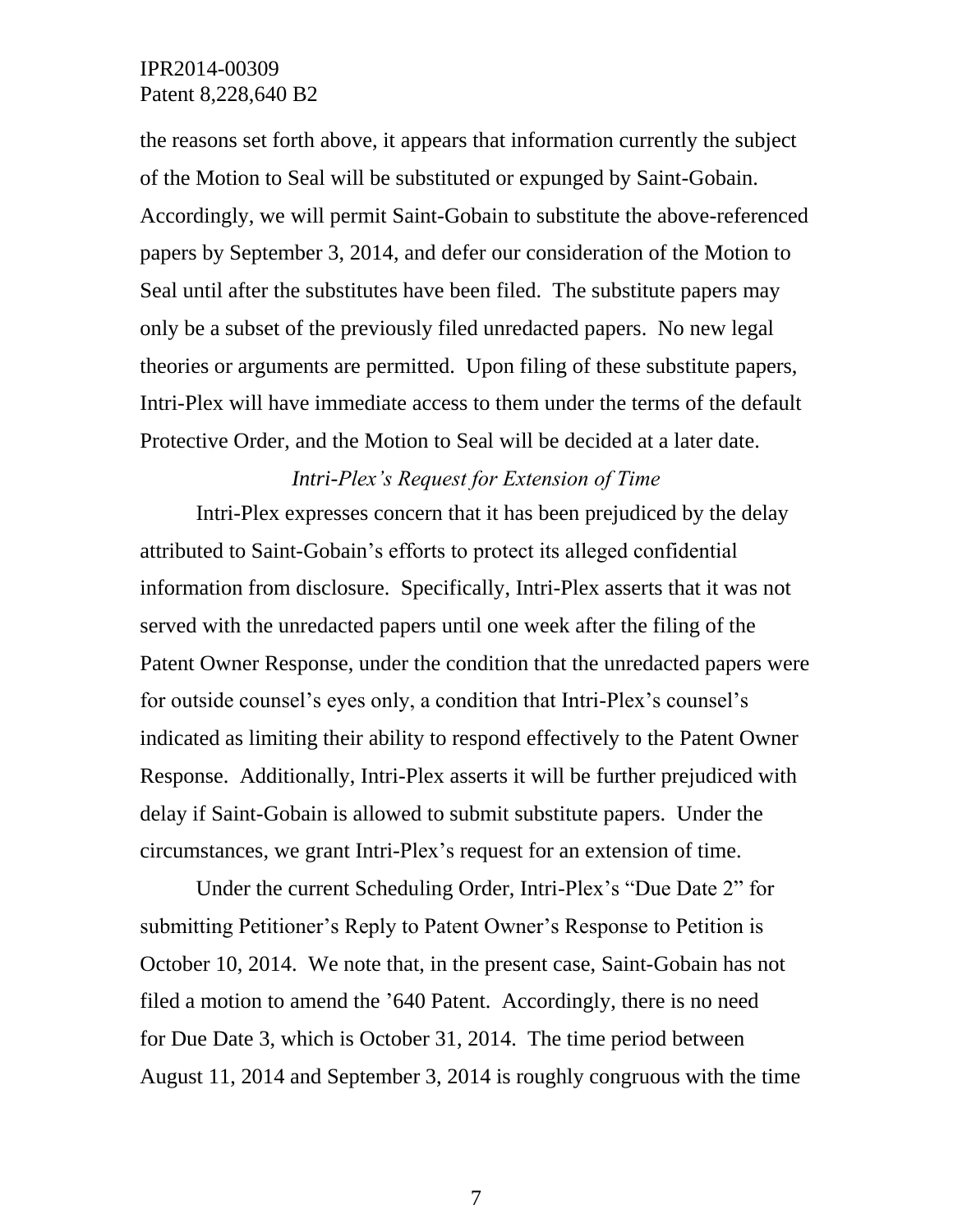the reasons set forth above, it appears that information currently the subject of the Motion to Seal will be substituted or expunged by Saint-Gobain. Accordingly, we will permit Saint-Gobain to substitute the above-referenced papers by September 3, 2014, and defer our consideration of the Motion to Seal until after the substitutes have been filed. The substitute papers may only be a subset of the previously filed unredacted papers. No new legal theories or arguments are permitted. Upon filing of these substitute papers, Intri-Plex will have immediate access to them under the terms of the default Protective Order, and the Motion to Seal will be decided at a later date.

*Intri-Plex's Request for Extension of Time*

Intri-Plex expresses concern that it has been prejudiced by the delay attributed to Saint-Gobain's efforts to protect its alleged confidential information from disclosure. Specifically, Intri-Plex asserts that it was not served with the unredacted papers until one week after the filing of the Patent Owner Response, under the condition that the unredacted papers were for outside counsel's eyes only, a condition that Intri-Plex's counsel's indicated as limiting their ability to respond effectively to the Patent Owner Response. Additionally, Intri-Plex asserts it will be further prejudiced with delay if Saint-Gobain is allowed to submit substitute papers. Under the circumstances, we grant Intri-Plex's request for an extension of time.

Under the current Scheduling Order, Intri-Plex's "Due Date 2" for submitting Petitioner's Reply to Patent Owner's Response to Petition is October 10, 2014. We note that, in the present case, Saint-Gobain has not filed a motion to amend the '640 Patent. Accordingly, there is no need for Due Date 3, which is October 31, 2014. The time period between August 11, 2014 and September 3, 2014 is roughly congruous with the time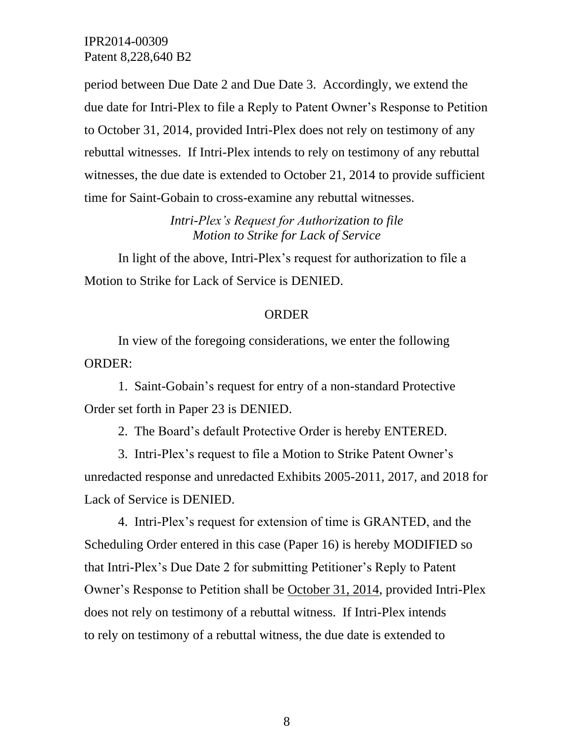period between Due Date 2 and Due Date 3. Accordingly, we extend the due date for Intri-Plex to file a Reply to Patent Owner's Response to Petition to October 31, 2014, provided Intri-Plex does not rely on testimony of any rebuttal witnesses. If Intri-Plex intends to rely on testimony of any rebuttal witnesses, the due date is extended to October 21, 2014 to provide sufficient time for Saint-Gobain to cross-examine any rebuttal witnesses.

*Intri-Plex's Request for Authorization to file Motion to Strike for Lack of Service*

In light of the above, Intri-Plex's request for authorization to file a Motion to Strike for Lack of Service is DENIED.

ORDER

In view of the foregoing considerations, we enter the following ORDER:

1. Saint-Gobain's request for entry of a non-standard Protective Order set forth in Paper 23 is DENIED.

2. The Board's default Protective Order is hereby ENTERED.

3. Intri-Plex's request to file a Motion to Strike Patent Owner's unredacted response and unredacted Exhibits 2005-2011, 2017, and 2018 for Lack of Service is DENIED.

4. Intri-Plex's request for extension of time is GRANTED, and the Scheduling Order entered in this case (Paper 16) is hereby MODIFIED so that Intri-Plex's Due Date 2 for submitting Petitioner's Reply to Patent Owner's Response to Petition shall be <u>October 31, 2014</u>, provided Intri-Plex does not rely on testimony of a rebuttal witness. If Intri-Plex intends to rely on testimony of a rebuttal witness, the due date is extended to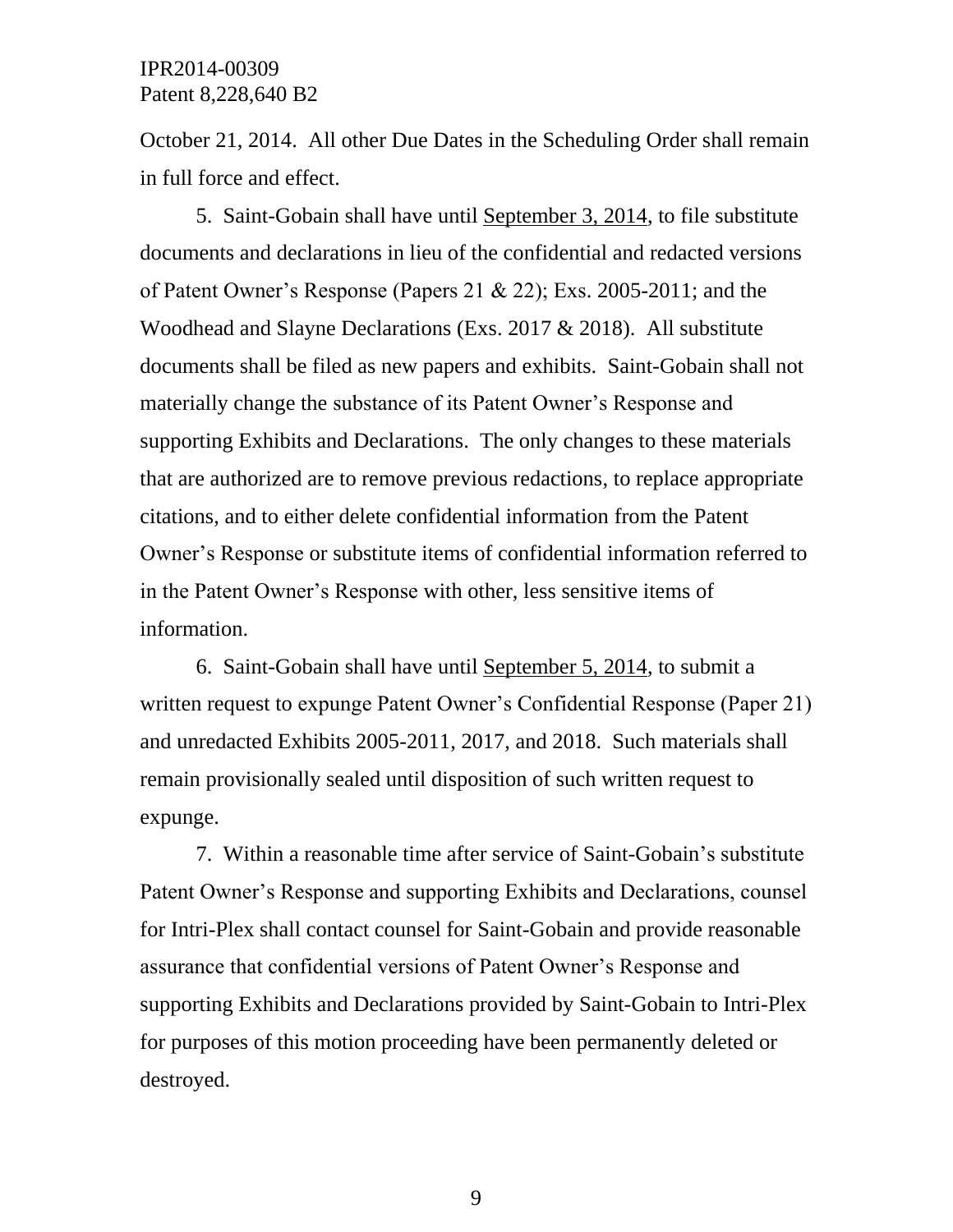October 21, 2014. All other Due Dates in the Scheduling Order shall remain in full force and effect.

5. Saint-Gobain shall have until September 3, 2014, to file substitute documents and declarations in lieu of the confidential and redacted versions of Patent Owner's Response (Papers 21 & 22); Exs. 2005-2011; and the Woodhead and Slayne Declarations (Exs. 2017 & 2018). All substitute documents shall be filed as new papers and exhibits. Saint-Gobain shall not materially change the substance of its Patent Owner's Response and supporting Exhibits and Declarations. The only changes to these materials that are authorized are to remove previous redactions, to replace appropriate citations, and to either delete confidential information from the Patent Owner's Response or substitute items of confidential information referred to in the Patent Owner's Response with other, less sensitive items of information.

6. Saint-Gobain shall have until September 5, 2014, to submit a written request to expunge Patent Owner's Confidential Response (Paper 21) and unredacted Exhibits 2005-2011, 2017, and 2018. Such materials shall remain provisionally sealed until disposition of such written request to expunge.

7. Within a reasonable time after service of Saint-Gobain's substitute Patent Owner's Response and supporting Exhibits and Declarations, counsel for Intri-Plex shall contact counsel for Saint-Gobain and provide reasonable assurance that confidential versions of Patent Owner's Response and supporting Exhibits and Declarations provided by Saint-Gobain to Intri-Plex for purposes of this motion proceeding have been permanently deleted or destroyed.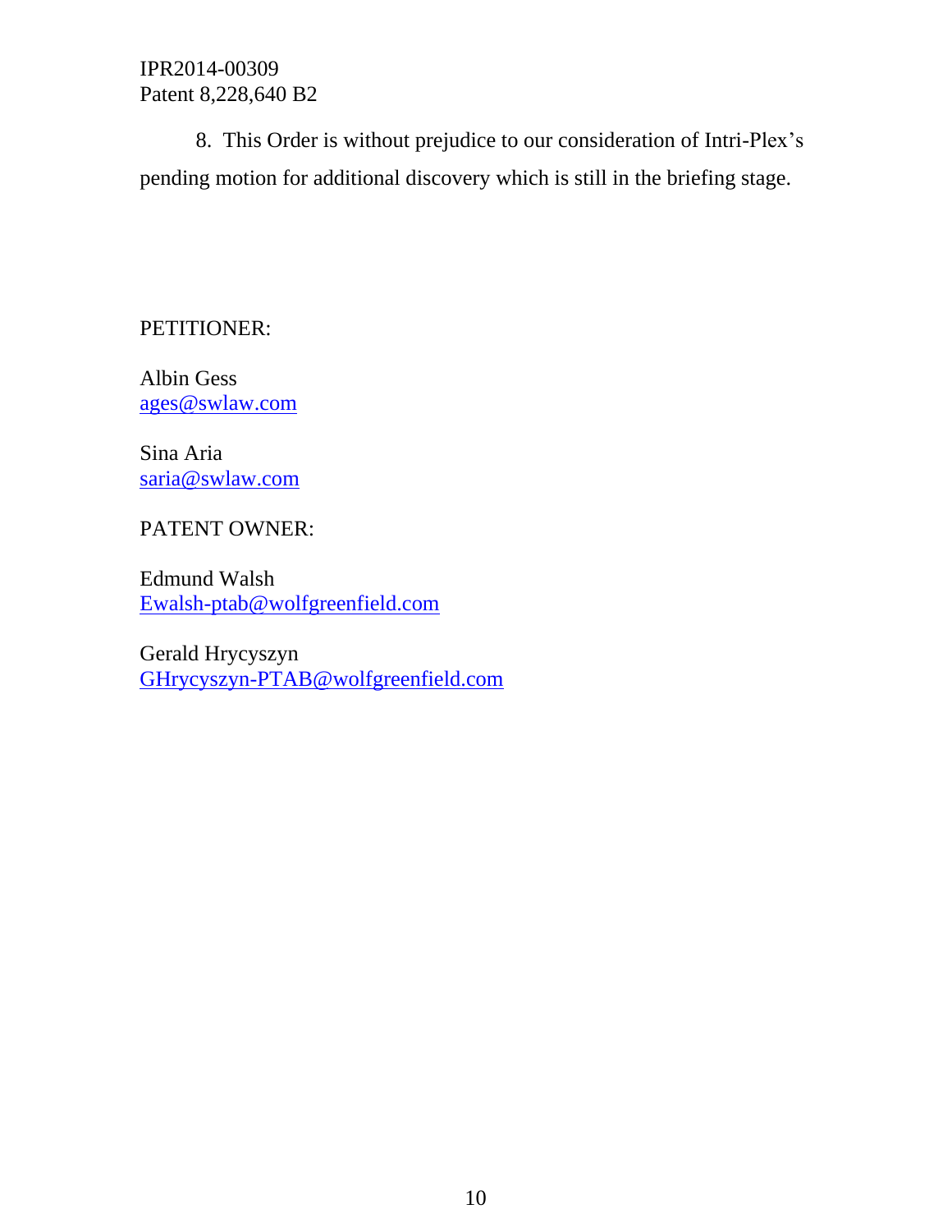8. This Order is without prejudice to our consideration of Intri-Plex's pending motion for additional discovery which is still in the briefing stage.

PETITIONER:

Albin Gess
ages@swlaw.com

Sina Aria
saria@swlaw.com

PATENT OWNER:

Edmund Walsh
Ewalsh-ptab@wolfgreenfield.com

Gerald Hrycyszyn
GHrycyszyn-PTAB@wolfgreenfield.com